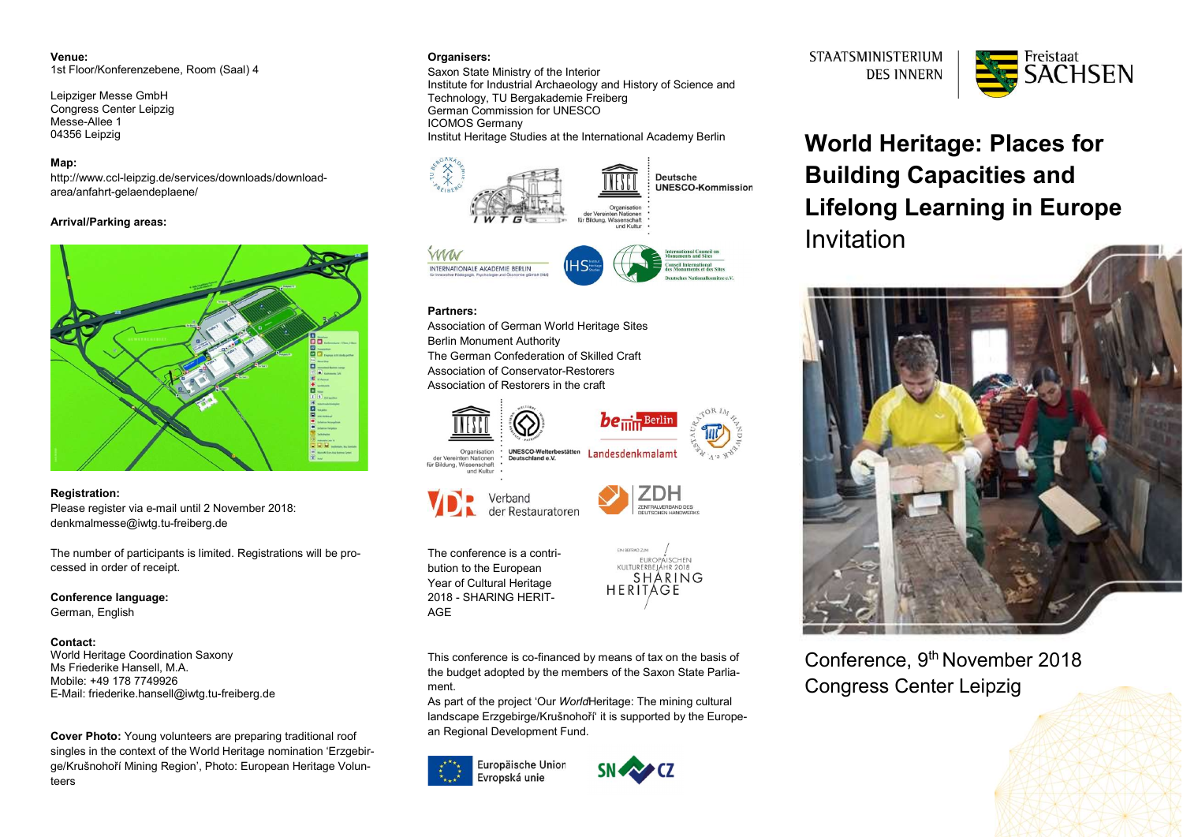**Venue:**
1st Floor/Konferenzebene, Room (Saal) 4

Leipziger Messe GmbH
Congress Center Leipzig
Messe-Allee 1
04356 Leipzig

**Map:**
http://www.ccl-leipzig.de/services/downloads/download-area/anfahrt-gelaendeplaene/

**Arrival/Parking areas:**

**Registration:**
Please register via e-mail until 2 November 2018:
denkmalmesse@iwtg.tu-freiberg.de

The number of participants is limited. Registrations will be processed in order of receipt.

**Conference language:**
German, English

**Contact:**
World Heritage Coordination Saxony
Ms Friederike Hansell, M.A.
Mobile: +49 178 7749926
E-Mail: friederike.hansell@iwtg.tu-freiberg.de

**Cover Photo:** Young volunteers are preparing traditional roof singles in the context of the World Heritage nomination 'Erzgebirge/Krušnohoří Mining Region', Photo: European Heritage Volunteers

**Organisers:**
Saxon State Ministry of the Interior
Institute for Industrial Archaeology and History of Science and Technology, TU Bergakademie Freiberg
German Commission for UNESCO
ICOMOS Germany
Institut Heritage Studies at the International Academy Berlin

**Partners:**
Association of German World Heritage Sites
Berlin Monument Authority
The German Confederation of Skilled Craft
Association of Conservator-Restorers
Association of Restorers in the craft

The conference is a contribution to the European Year of Cultural Heritage 2018 - SHARING HERITAGE

This conference is co-financed by means of tax on the basis of the budget adopted by the members of the Saxon State Parliament.
As part of the project 'Our *World*Heritage: The mining cultural landscape Erzgebirge/Krušnohoří' it is supported by the European Regional Development Fund.

STAATSMINISTERIUM DES INNERN | Freistaat SACHSEN

# World Heritage: Places for Building Capacities and Lifelong Learning in Europe

Invitation

Conference, 9th November 2018
Congress Center Leipzig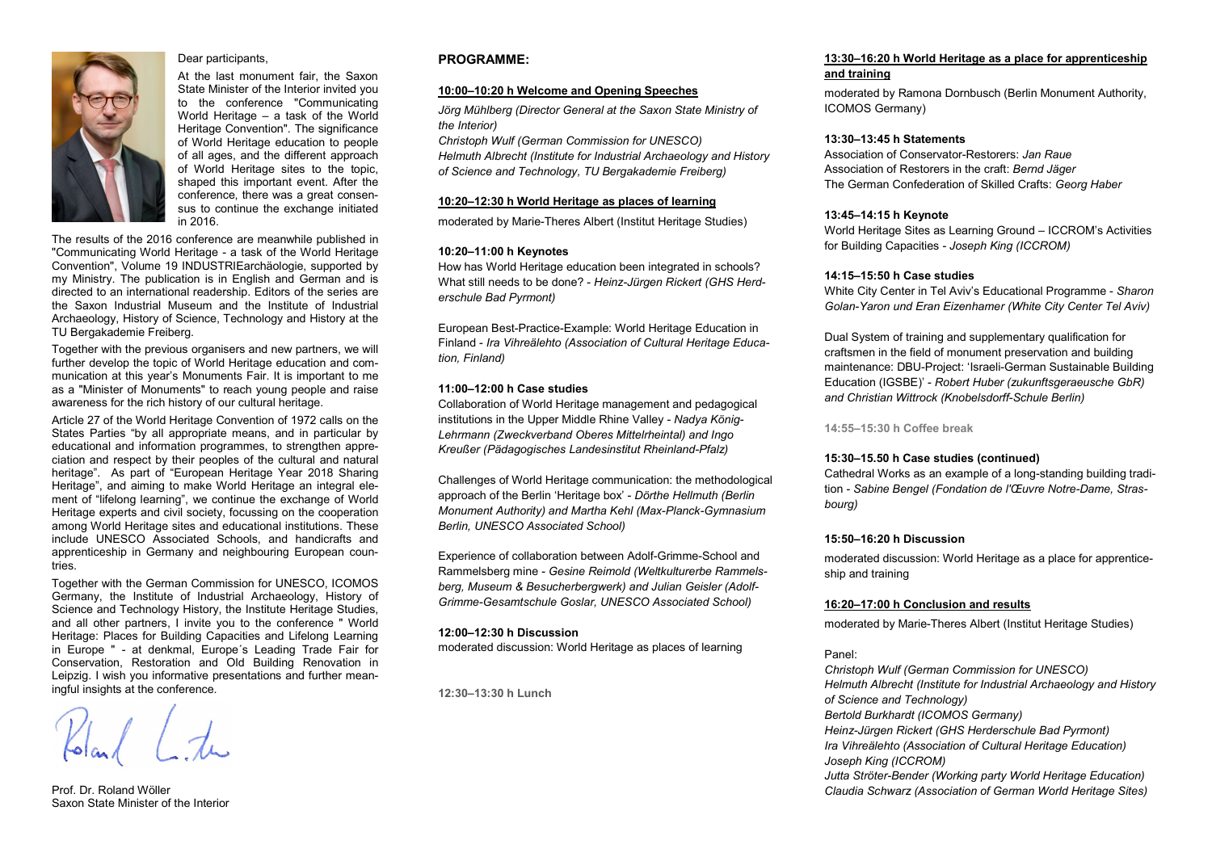Dear participants,

At the last monument fair, the Saxon State Minister of the Interior invited you to the conference "Communicating World Heritage – a task of the World Heritage Convention". The significance of World Heritage education to people of all ages, and the different approach of World Heritage sites to the topic, shaped this important event. After the conference, there was a great consensus to continue the exchange initiated in 2016.

The results of the 2016 conference are meanwhile published in "Communicating World Heritage - a task of the World Heritage Convention", Volume 19 INDUSTRIEarchäologie, supported by my Ministry. The publication is in English and German and is directed to an international readership. Editors of the series are the Saxon Industrial Museum and the Institute of Industrial Archaeology, History of Science, Technology and History at the TU Bergakademie Freiberg.

Together with the previous organisers and new partners, we will further develop the topic of World Heritage education and communication at this year's Monuments Fair. It is important to me as a "Minister of Monuments" to reach young people and raise awareness for the rich history of our cultural heritage.

Article 27 of the World Heritage Convention of 1972 calls on the States Parties "by all appropriate means, and in particular by educational and information programmes, to strengthen appreciation and respect by their peoples of the cultural and natural heritage". As part of "European Heritage Year 2018 Sharing Heritage", and aiming to make World Heritage an integral element of "lifelong learning", we continue the exchange of World Heritage experts and civil society, focussing on the cooperation among World Heritage sites and educational institutions. These include UNESCO Associated Schools, and handicrafts and apprenticeship in Germany and neighbouring European countries.

Together with the German Commission for UNESCO, ICOMOS Germany, the Institute of Industrial Archaeology, History of Science and Technology History, the Institute Heritage Studies, and all other partners, I invite you to the conference " World Heritage: Places for Building Capacities and Lifelong Learning in Europe " - at denkmal, Europe´s Leading Trade Fair for Conservation, Restoration and Old Building Renovation in Leipzig. I wish you informative presentations and further meaningful insights at the conference.

Prof. Dr. Roland Wöller
Saxon State Minister of the Interior

## PROGRAMME:

### 10:00–10:20 h Welcome and Opening Speeches

*Jörg Mühlberg (Director General at the Saxon State Ministry of the Interior)*
*Christoph Wulf (German Commission for UNESCO)*
*Helmuth Albrecht (Institute for Industrial Archaeology and History of Science and Technology, TU Bergakademie Freiberg)*

### 10:20–12:30 h World Heritage as places of learning

moderated by Marie-Theres Albert (Institut Heritage Studies)

**10:20–11:00 h Keynotes**

How has World Heritage education been integrated in schools? What still needs to be done? - *Heinz-Jürgen Rickert (GHS Herderschule Bad Pyrmont)*

European Best-Practice-Example: World Heritage Education in Finland - *Ira Vihreälehto (Association of Cultural Heritage Education, Finland)*

**11:00–12:00 h Case studies**

Collaboration of World Heritage management and pedagogical institutions in the Upper Middle Rhine Valley - *Nadya König-Lehrmann (Zweckverband Oberes Mittelrheintal) and Ingo Kreußer (Pädagogisches Landesinstitut Rheinland-Pfalz)*

Challenges of World Heritage communication: the methodological approach of the Berlin 'Heritage box' - *Dörthe Hellmuth (Berlin Monument Authority) and Martha Kehl (Max-Planck-Gymnasium Berlin, UNESCO Associated School)*

Experience of collaboration between Adolf-Grimme-School and Rammelsberg mine - *Gesine Reimold (Weltkulturerbe Rammelsberg, Museum & Besucherbergwerk) and Julian Geisler (Adolf-Grimme-Gesamtschule Goslar, UNESCO Associated School)*

**12:00–12:30 h Discussion**

moderated discussion: World Heritage as places of learning

**12:30–13:30 h Lunch**

### 13:30–16:20 h World Heritage as a place for apprenticeship and training

moderated by Ramona Dornbusch (Berlin Monument Authority, ICOMOS Germany)

**13:30–13:45 h Statements**

Association of Conservator-Restorers: *Jan Raue*
Association of Restorers in the craft: *Bernd Jäger*
The German Confederation of Skilled Crafts: *Georg Haber*

**13:45–14:15 h Keynote**

World Heritage Sites as Learning Ground – ICCROM's Activities for Building Capacities - *Joseph King (ICCROM)*

**14:15–15:50 h Case studies**

White City Center in Tel Aviv's Educational Programme - *Sharon Golan-Yaron und Eran Eizenhamer (White City Center Tel Aviv)*

Dual System of training and supplementary qualification for craftsmen in the field of monument preservation and building maintenance: DBU-Project: 'Israeli-German Sustainable Building Education (IGSBE)' - *Robert Huber (zukunftsgeraeusche GbR) and Christian Wittrock (Knobelsdorff-Schule Berlin)*

**14:55–15:30 h Coffee break**

**15:30–15.50 h Case studies (continued)**

Cathedral Works as an example of a long-standing building tradition - *Sabine Bengel (Fondation de l'Œuvre Notre-Dame, Strasbourg)*

**15:50–16:20 h Discussion**

moderated discussion: World Heritage as a place for apprenticeship and training

### 16:20–17:00 h Conclusion and results

moderated by Marie-Theres Albert (Institut Heritage Studies)

Panel:

*Christoph Wulf (German Commission for UNESCO)*
*Helmuth Albrecht (Institute for Industrial Archaeology and History of Science and Technology)*
*Bertold Burkhardt (ICOMOS Germany)*
*Heinz-Jürgen Rickert (GHS Herderschule Bad Pyrmont)*
*Ira Vihreälehto (Association of Cultural Heritage Education)*
*Joseph King (ICCROM)*
*Jutta Ströter-Bender (Working party World Heritage Education)*
*Claudia Schwarz (Association of German World Heritage Sites)*